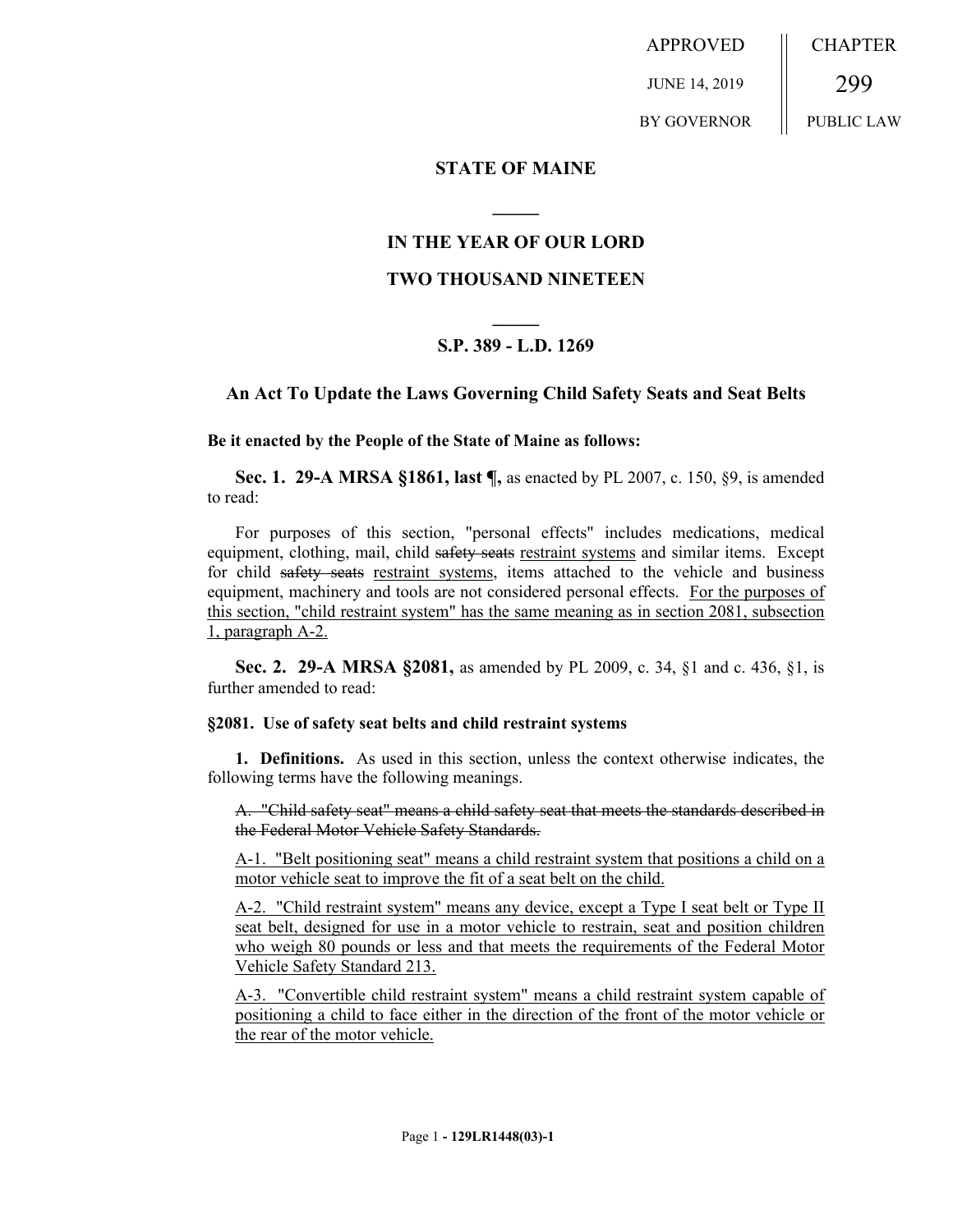APPROVED

JUNE 14, 2019

BY GOVERNOR

CHAPTER

299

PUBLIC LAW

## STATE OF MAINE

## IN THE YEAR OF OUR LORD

## TWO THOUSAND NINETEEN

## S.P. 389 - L.D. 1269

## An Act To Update the Laws Governing Child Safety Seats and Seat Belts

**Be it enacted by the People of the State of Maine as follows:**

**Sec. 1. 29-A MRSA §1861, last ¶,** as enacted by PL 2007, c. 150, §9, is amended to read:

For purposes of this section, "personal effects" includes medications, medical equipment, clothing, mail, child ~~safety seats~~ <u>restraint systems</u> and similar items. Except for child ~~safety seats~~ <u>restraint systems</u>, items attached to the vehicle and business equipment, machinery and tools are not considered personal effects. <u>For the purposes of this section, "child restraint system" has the same meaning as in section 2081, subsection 1, paragraph A-2.</u>

**Sec. 2. 29-A MRSA §2081,** as amended by PL 2009, c. 34, §1 and c. 436, §1, is further amended to read:

**§2081. Use of safety seat belts and child restraint systems**

**1. Definitions.** As used in this section, unless the context otherwise indicates, the following terms have the following meanings.

~~A. "Child safety seat" means a child safety seat that meets the standards described in the Federal Motor Vehicle Safety Standards.~~

<u>A-1. "Belt positioning seat" means a child restraint system that positions a child on a motor vehicle seat to improve the fit of a seat belt on the child.</u>

<u>A-2. "Child restraint system" means any device, except a Type I seat belt or Type II seat belt, designed for use in a motor vehicle to restrain, seat and position children who weigh 80 pounds or less and that meets the requirements of the Federal Motor Vehicle Safety Standard 213.</u>

<u>A-3. "Convertible child restraint system" means a child restraint system capable of positioning a child to face either in the direction of the front of the motor vehicle or the rear of the motor vehicle.</u>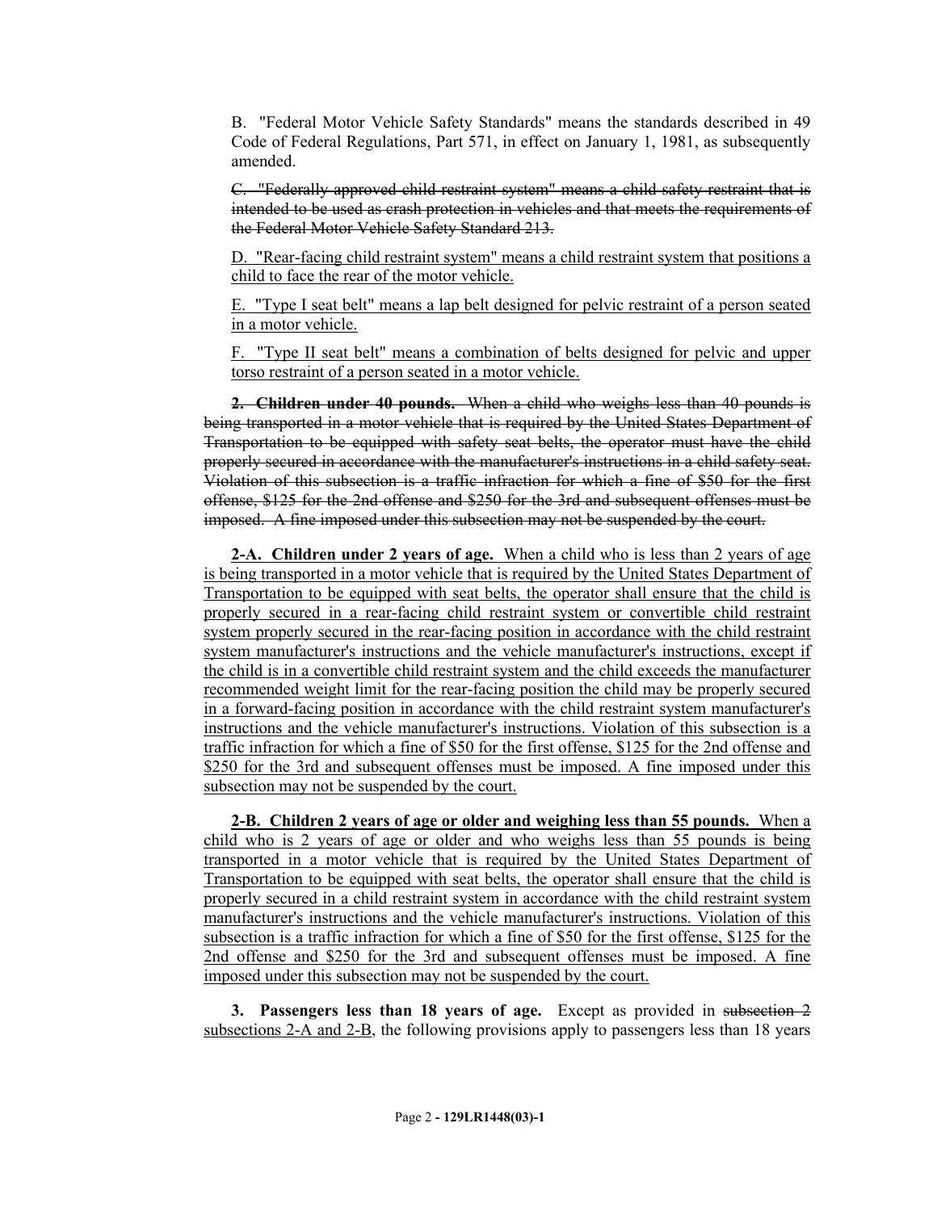B. "Federal Motor Vehicle Safety Standards" means the standards described in 49 Code of Federal Regulations, Part 571, in effect on January 1, 1981, as subsequently amended.

~~C. "Federally approved child restraint system" means a child safety restraint that is intended to be used as crash protection in vehicles and that meets the requirements of the Federal Motor Vehicle Safety Standard 213.~~

<u>D. "Rear-facing child restraint system" means a child restraint system that positions a child to face the rear of the motor vehicle.</u>

<u>E. "Type I seat belt" means a lap belt designed for pelvic restraint of a person seated in a motor vehicle.</u>

<u>F. "Type II seat belt" means a combination of belts designed for pelvic and upper torso restraint of a person seated in a motor vehicle.</u>

~~**2. Children under 40 pounds.** When a child who weighs less than 40 pounds is being transported in a motor vehicle that is required by the United States Department of Transportation to be equipped with safety seat belts, the operator must have the child properly secured in accordance with the manufacturer's instructions in a child safety seat. Violation of this subsection is a traffic infraction for which a fine of $50 for the first offense, $125 for the 2nd offense and $250 for the 3rd and subsequent offenses must be imposed. A fine imposed under this subsection may not be suspended by the court.~~

<u>**2-A. Children under 2 years of age.** When a child who is less than 2 years of age is being transported in a motor vehicle that is required by the United States Department of Transportation to be equipped with seat belts, the operator shall ensure that the child is properly secured in a rear-facing child restraint system or convertible child restraint system properly secured in the rear-facing position in accordance with the child restraint system manufacturer's instructions and the vehicle manufacturer's instructions, except if the child is in a convertible child restraint system and the child exceeds the manufacturer recommended weight limit for the rear-facing position the child may be properly secured in a forward-facing position in accordance with the child restraint system manufacturer's instructions and the vehicle manufacturer's instructions. Violation of this subsection is a traffic infraction for which a fine of $50 for the first offense, $125 for the 2nd offense and $250 for the 3rd and subsequent offenses must be imposed. A fine imposed under this subsection may not be suspended by the court.</u>

<u>**2-B. Children 2 years of age or older and weighing less than 55 pounds.** When a child who is 2 years of age or older and who weighs less than 55 pounds is being transported in a motor vehicle that is required by the United States Department of Transportation to be equipped with seat belts, the operator shall ensure that the child is properly secured in a child restraint system in accordance with the child restraint system manufacturer's instructions and the vehicle manufacturer's instructions. Violation of this subsection is a traffic infraction for which a fine of $50 for the first offense, $125 for the 2nd offense and $250 for the 3rd and subsequent offenses must be imposed. A fine imposed under this subsection may not be suspended by the court.</u>

**3. Passengers less than 18 years of age.** Except as provided in ~~subsection 2~~ <u>subsections 2-A and 2-B</u>, the following provisions apply to passengers less than 18 years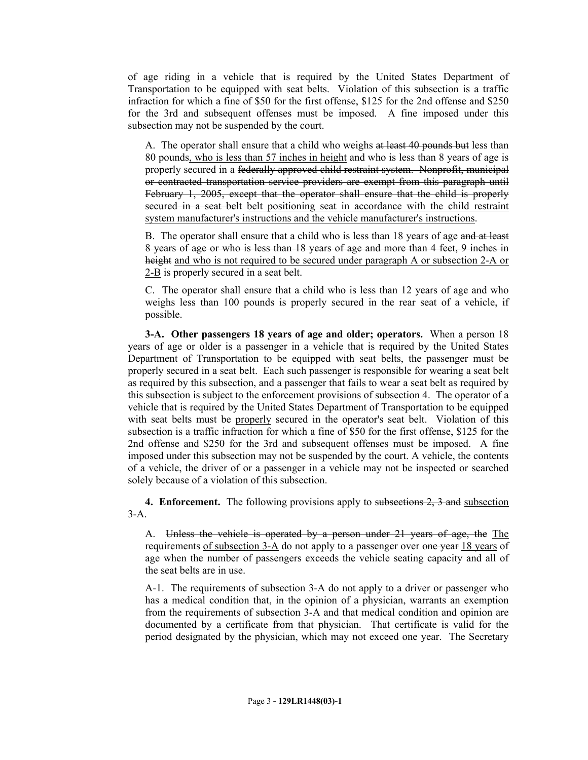of age riding in a vehicle that is required by the United States Department of Transportation to be equipped with seat belts. Violation of this subsection is a traffic infraction for which a fine of $50 for the first offense, $125 for the 2nd offense and $250 for the 3rd and subsequent offenses must be imposed. A fine imposed under this subsection may not be suspended by the court.

A. The operator shall ensure that a child who weighs ~~at least 40 pounds but~~ less than 80 pounds, who is less than 57 inches in height and who is less than 8 years of age is properly secured in a ~~federally approved child restraint system. Nonprofit, municipal or contracted transportation service providers are exempt from this paragraph until February 1, 2005, except that the operator shall ensure that the child is properly secured in a seat belt~~ belt positioning seat in accordance with the child restraint system manufacturer's instructions and the vehicle manufacturer's instructions.

B. The operator shall ensure that a child who is less than 18 years of age ~~and at least 8 years of age or who is less than 18 years of age and more than 4 feet, 9 inches in height~~ and who is not required to be secured under paragraph A or subsection 2-A or 2-B is properly secured in a seat belt.

C. The operator shall ensure that a child who is less than 12 years of age and who weighs less than 100 pounds is properly secured in the rear seat of a vehicle, if possible.

**3-A. Other passengers 18 years of age and older; operators.** When a person 18 years of age or older is a passenger in a vehicle that is required by the United States Department of Transportation to be equipped with seat belts, the passenger must be properly secured in a seat belt. Each such passenger is responsible for wearing a seat belt as required by this subsection, and a passenger that fails to wear a seat belt as required by this subsection is subject to the enforcement provisions of subsection 4. The operator of a vehicle that is required by the United States Department of Transportation to be equipped with seat belts must be properly secured in the operator's seat belt. Violation of this subsection is a traffic infraction for which a fine of $50 for the first offense, $125 for the 2nd offense and $250 for the 3rd and subsequent offenses must be imposed. A fine imposed under this subsection may not be suspended by the court. A vehicle, the contents of a vehicle, the driver of or a passenger in a vehicle may not be inspected or searched solely because of a violation of this subsection.

**4. Enforcement.** The following provisions apply to ~~subsections 2, 3 and~~ subsection 3-A.

A. ~~Unless the vehicle is operated by a person under 21 years of age, the~~ The requirements of subsection 3-A do not apply to a passenger over ~~one year~~ 18 years of age when the number of passengers exceeds the vehicle seating capacity and all of the seat belts are in use.

A-1. The requirements of subsection 3-A do not apply to a driver or passenger who has a medical condition that, in the opinion of a physician, warrants an exemption from the requirements of subsection 3-A and that medical condition and opinion are documented by a certificate from that physician. That certificate is valid for the period designated by the physician, which may not exceed one year. The Secretary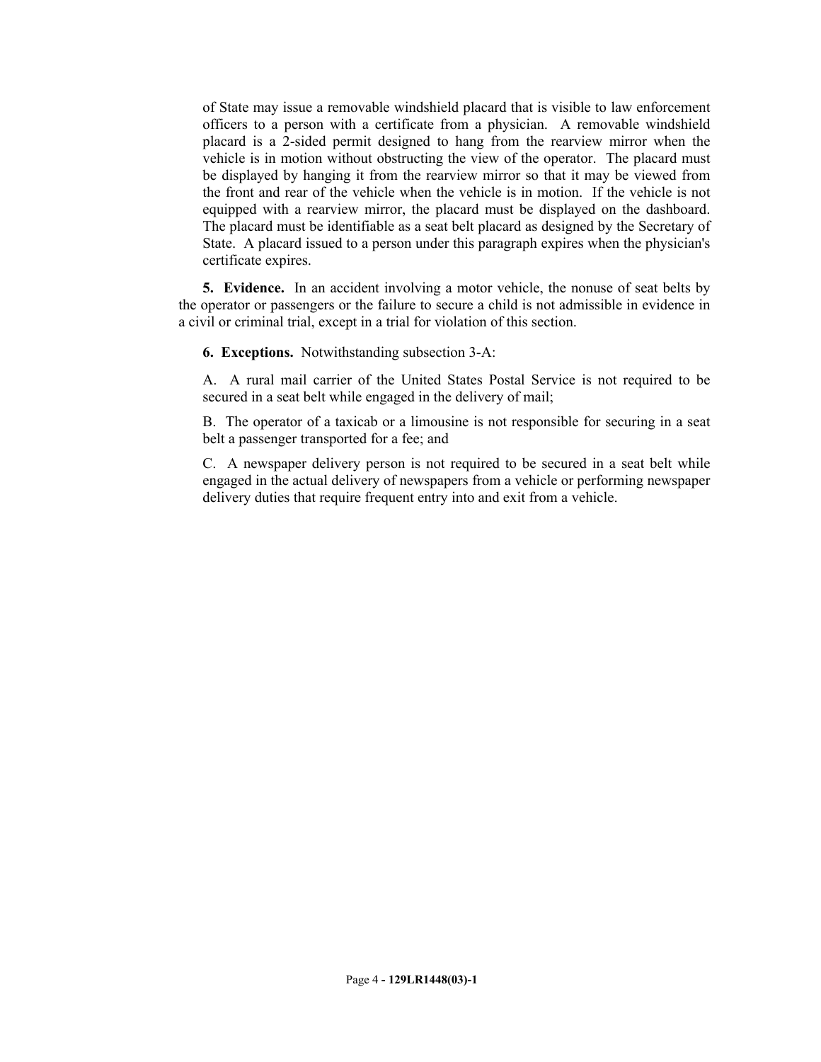of State may issue a removable windshield placard that is visible to law enforcement officers to a person with a certificate from a physician. A removable windshield placard is a 2-sided permit designed to hang from the rearview mirror when the vehicle is in motion without obstructing the view of the operator. The placard must be displayed by hanging it from the rearview mirror so that it may be viewed from the front and rear of the vehicle when the vehicle is in motion. If the vehicle is not equipped with a rearview mirror, the placard must be displayed on the dashboard. The placard must be identifiable as a seat belt placard as designed by the Secretary of State. A placard issued to a person under this paragraph expires when the physician's certificate expires.

**5. Evidence.** In an accident involving a motor vehicle, the nonuse of seat belts by the operator or passengers or the failure to secure a child is not admissible in evidence in a civil or criminal trial, except in a trial for violation of this section.

**6. Exceptions.** Notwithstanding subsection 3-A:

A. A rural mail carrier of the United States Postal Service is not required to be secured in a seat belt while engaged in the delivery of mail;

B. The operator of a taxicab or a limousine is not responsible for securing in a seat belt a passenger transported for a fee; and

C. A newspaper delivery person is not required to be secured in a seat belt while engaged in the actual delivery of newspapers from a vehicle or performing newspaper delivery duties that require frequent entry into and exit from a vehicle.